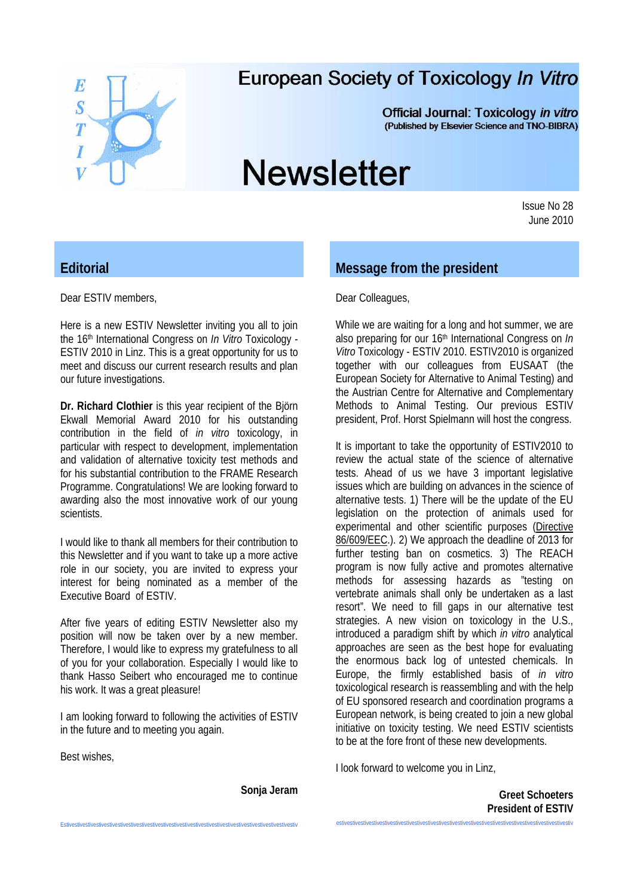# European Society of Toxicology *In Vitro*

Official Journal: Toxicology *in vitro*
(Published by Elsevier Science and TNO-BIBRA)

# Newsletter

Issue No 28
June 2010

## Editorial

Dear ESTIV members,

Here is a new ESTIV Newsletter inviting you all to join the 16th International Congress on *In Vitro* Toxicology - ESTIV 2010 in Linz. This is a great opportunity for us to meet and discuss our current research results and plan our future investigations.

**Dr. Richard Clothier** is this year recipient of the Björn Ekwall Memorial Award 2010 for his outstanding contribution in the field of *in vitro* toxicology, in particular with respect to development, implementation and validation of alternative toxicity test methods and for his substantial contribution to the FRAME Research Programme. Congratulations! We are looking forward to awarding also the most innovative work of our young scientists.

I would like to thank all members for their contribution to this Newsletter and if you want to take up a more active role in our society, you are invited to express your interest for being nominated as a member of the Executive Board of ESTIV.

After five years of editing ESTIV Newsletter also my position will now be taken over by a new member. Therefore, I would like to express my gratefulness to all of you for your collaboration. Especially I would like to thank Hasso Seibert who encouraged me to continue his work. It was a great pleasure!

I am looking forward to following the activities of ESTIV in the future and to meeting you again.

Best wishes,

**Sonja Jeram**

## Message from the president

Dear Colleagues,

While we are waiting for a long and hot summer, we are also preparing for our 16th International Congress on *In Vitro* Toxicology - ESTIV 2010. ESTIV2010 is organized together with our colleagues from EUSAAT (the European Society for Alternative to Animal Testing) and the Austrian Centre for Alternative and Complementary Methods to Animal Testing. Our previous ESTIV president, Prof. Horst Spielmann will host the congress.

It is important to take the opportunity of ESTIV2010 to review the actual state of the science of alternative tests. Ahead of us we have 3 important legislative issues which are building on advances in the science of alternative tests. 1) There will be the update of the EU legislation on the protection of animals used for experimental and other scientific purposes (Directive 86/609/EEC.). 2) We approach the deadline of 2013 for further testing ban on cosmetics. 3) The REACH program is now fully active and promotes alternative methods for assessing hazards as "testing on vertebrate animals shall only be undertaken as a last resort". We need to fill gaps in our alternative test strategies. A new vision on toxicology in the U.S., introduced a paradigm shift by which *in vitro* analytical approaches are seen as the best hope for evaluating the enormous back log of untested chemicals. In Europe, the firmly established basis of *in vitro* toxicological research is reassembling and with the help of EU sponsored research and coordination programs a European network, is being created to join a new global initiative on toxicity testing. We need ESTIV scientists to be at the fore front of these new developments.

I look forward to welcome you in Linz,

**Greet Schoeters**
**President of ESTIV**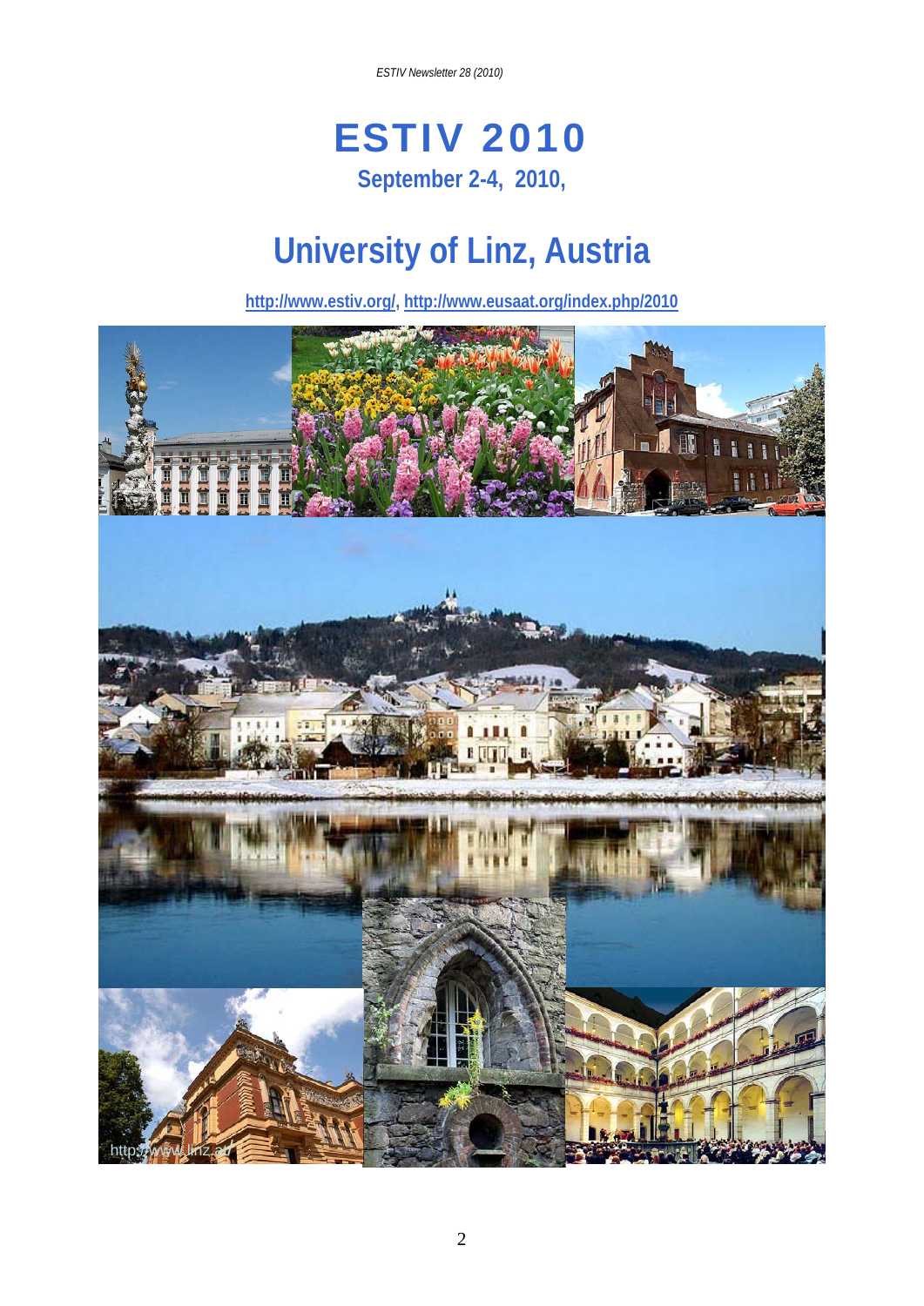# ESTIV 2010

**September 2-4, 2010,**

## University of Linz, Austria

**http://www.estiv.org/, http://www.eusaat.org/index.php/2010**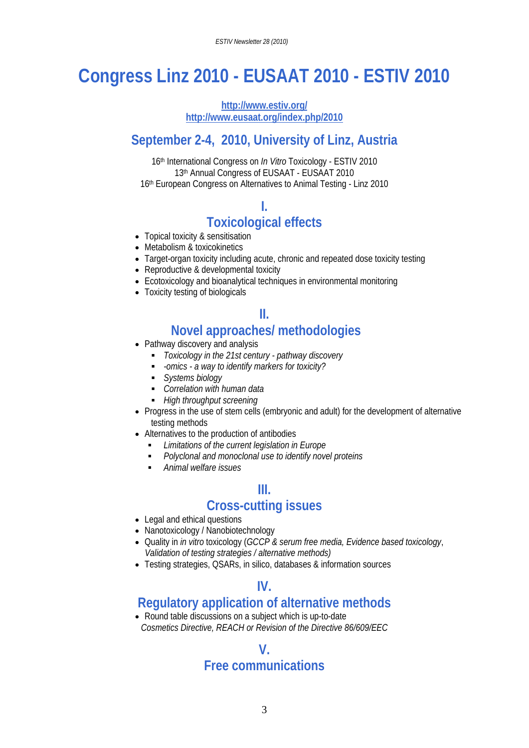# Congress Linz 2010 - EUSAAT 2010 - ESTIV 2010

**http://www.estiv.org/**
**http://www.eusaat.org/index.php/2010**

## September 2-4, 2010, University of Linz, Austria

16th International Congress on *In Vitro* Toxicology - ESTIV 2010
13th Annual Congress of EUSAAT - EUSAAT 2010
16th European Congress on Alternatives to Animal Testing - Linz 2010

## I. Toxicological effects

- Topical toxicity & sensitisation
- Metabolism & toxicokinetics
- Target-organ toxicity including acute, chronic and repeated dose toxicity testing
- Reproductive & developmental toxicity
- Ecotoxicology and bioanalytical techniques in environmental monitoring
- Toxicity testing of biologicals

## II. Novel approaches/ methodologies

- Pathway discovery and analysis
  - *Toxicology in the 21st century - pathway discovery*
  - *-omics - a way to identify markers for toxicity?*
  - *Systems biology*
  - *Correlation with human data*
  - *High throughput screening*
- Progress in the use of stem cells (embryonic and adult) for the development of alternative testing methods
- Alternatives to the production of antibodies
  - *Limitations of the current legislation in Europe*
  - *Polyclonal and monoclonal use to identify novel proteins*
  - *Animal welfare issues*

## III. Cross-cutting issues

- Legal and ethical questions
- Nanotoxicology / Nanobiotechnology
- Quality in *in vitro* toxicology (*GCCP & serum free media, Evidence based toxicology*, *Validation of testing strategies / alternative methods)*
- Testing strategies, QSARs, in silico, databases & information sources

## IV. Regulatory application of alternative methods

- Round table discussions on a subject which is up-to-date
  *Cosmetics Directive, REACH or Revision of the Directive 86/609/EEC*

## V. Free communications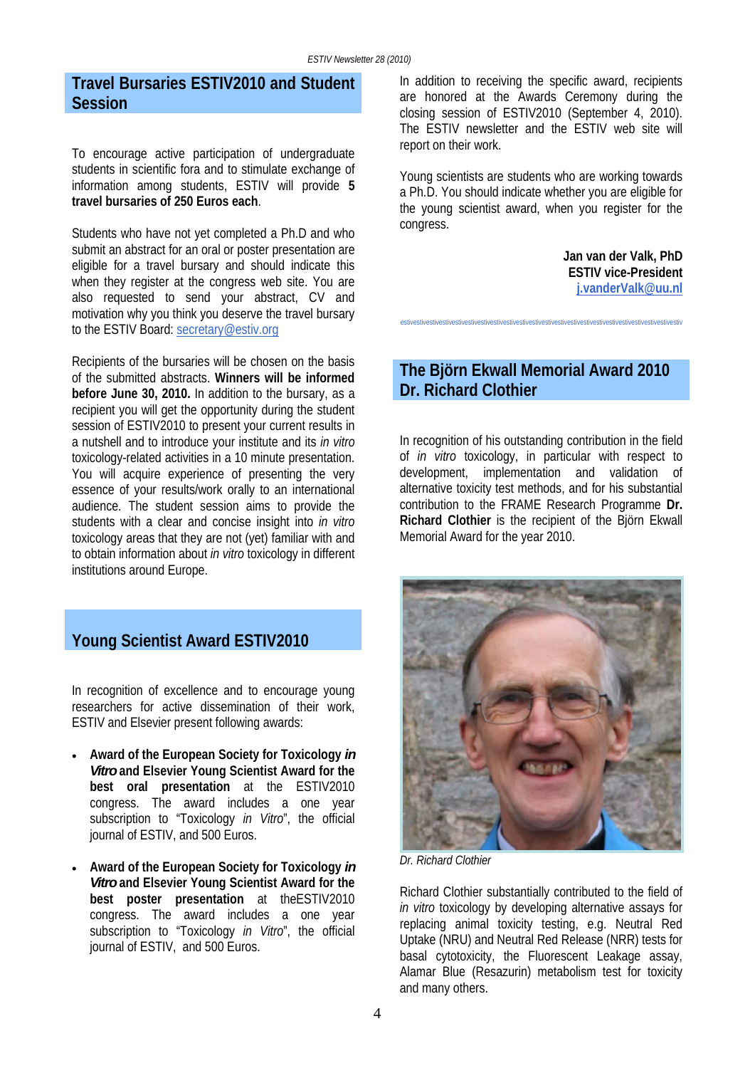## Travel Bursaries ESTIV2010 and Student Session

To encourage active participation of undergraduate students in scientific fora and to stimulate exchange of information among students, ESTIV will provide **5 travel bursaries of 250 Euros each**.

Students who have not yet completed a Ph.D and who submit an abstract for an oral or poster presentation are eligible for a travel bursary and should indicate this when they register at the congress web site. You are also requested to send your abstract, CV and motivation why you think you deserve the travel bursary to the ESTIV Board: secretary@estiv.org

Recipients of the bursaries will be chosen on the basis of the submitted abstracts. **Winners will be informed before June 30, 2010.** In addition to the bursary, as a recipient you will get the opportunity during the student session of ESTIV2010 to present your current results in a nutshell and to introduce your institute and its *in vitro* toxicology-related activities in a 10 minute presentation. You will acquire experience of presenting the very essence of your results/work orally to an international audience. The student session aims to provide the students with a clear and concise insight into *in vitro* toxicology areas that they are not (yet) familiar with and to obtain information about *in vitro* toxicology in different institutions around Europe.

## Young Scientist Award ESTIV2010

In recognition of excellence and to encourage young researchers for active dissemination of their work, ESTIV and Elsevier present following awards:

- **Award of the European Society for Toxicology *in Vitro* and Elsevier Young Scientist Award for the best oral presentation** at the ESTIV2010 congress. The award includes a one year subscription to "Toxicology *in Vitro*", the official journal of ESTIV, and 500 Euros.
- **Award of the European Society for Toxicology *in Vitro* and Elsevier Young Scientist Award for the best poster presentation** at theESTIV2010 congress. The award includes a one year subscription to "Toxicology *in Vitro*", the official journal of ESTIV, and 500 Euros.

In addition to receiving the specific award, recipients are honored at the Awards Ceremony during the closing session of ESTIV2010 (September 4, 2010). The ESTIV newsletter and the ESTIV web site will report on their work.

Young scientists are students who are working towards a Ph.D. You should indicate whether you are eligible for the young scientist award, when you register for the congress.

**Jan van der Valk, PhD**
**ESTIV vice-President**
**j.vanderValk@uu.nl**

## The Björn Ekwall Memorial Award 2010 Dr. Richard Clothier

In recognition of his outstanding contribution in the field of *in vitro* toxicology, in particular with respect to development, implementation and validation of alternative toxicity test methods, and for his substantial contribution to the FRAME Research Programme **Dr. Richard Clothier** is the recipient of the Björn Ekwall Memorial Award for the year 2010.

*Dr. Richard Clothier*

Richard Clothier substantially contributed to the field of *in vitro* toxicology by developing alternative assays for replacing animal toxicity testing, e.g. Neutral Red Uptake (NRU) and Neutral Red Release (NRR) tests for basal cytotoxicity, the Fluorescent Leakage assay, Alamar Blue (Resazurin) metabolism test for toxicity and many others.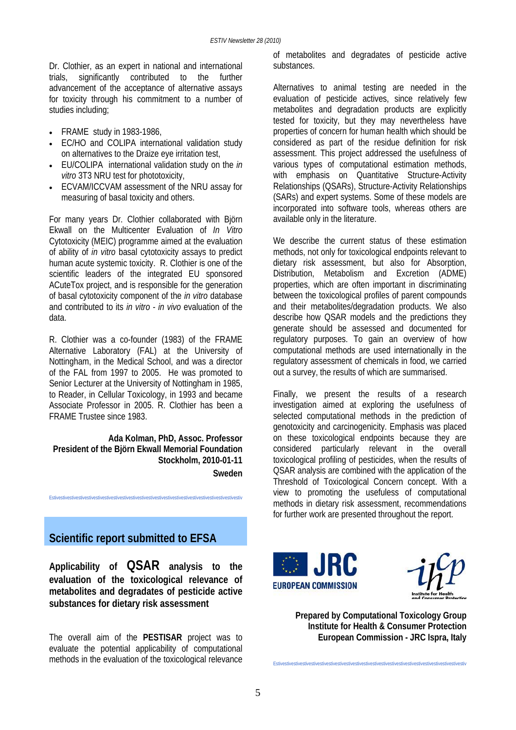Dr. Clothier, as an expert in national and international trials, significantly contributed to the further advancement of the acceptance of alternative assays for toxicity through his commitment to a number of studies including;

- FRAME study in 1983-1986,
- EC/HO and COLIPA international validation study on alternatives to the Draize eye irritation test,
- EU/COLIPA international validation study on the *in vitro* 3T3 NRU test for phototoxicity,
- ECVAM/ICCVAM assessment of the NRU assay for measuring of basal toxicity and others.

For many years Dr. Clothier collaborated with Björn Ekwall on the Multicenter Evaluation of *In Vitro* Cytotoxicity (MEIC) programme aimed at the evaluation of ability of *in vitro* basal cytotoxicity assays to predict human acute systemic toxicity. R. Clothier is one of the scientific leaders of the integrated EU sponsored ACuteTox project, and is responsible for the generation of basal cytotoxicity component of the *in vitro* database and contributed to its *in vitro* - *in vivo* evaluation of the data.

R. Clothier was a co-founder (1983) of the FRAME Alternative Laboratory (FAL) at the University of Nottingham, in the Medical School, and was a director of the FAL from 1997 to 2005. He was promoted to Senior Lecturer at the University of Nottingham in 1985, to Reader, in Cellular Toxicology, in 1993 and became Associate Professor in 2005. R. Clothier has been a FRAME Trustee since 1983.

**Ada Kolman, PhD, Assoc. Professor**
**President of the Björn Ekwall Memorial Foundation**
**Stockholm, 2010-01-11**
**Sweden**

Estivestivestivestivestivestivestivestivestivestivestivestivestivestivestivestivestivestivestivestivestiv

## Scientific report submitted to EFSA

### Applicability of QSAR analysis to the evaluation of the toxicological relevance of metabolites and degradates of pesticide active substances for dietary risk assessment

The overall aim of the **PESTISAR** project was to evaluate the potential applicability of computational methods in the evaluation of the toxicological relevance of metabolites and degradates of pesticide active substances.

Alternatives to animal testing are needed in the evaluation of pesticide actives, since relatively few metabolites and degradation products are explicitly tested for toxicity, but they may nevertheless have properties of concern for human health which should be considered as part of the residue definition for risk assessment. This project addressed the usefulness of various types of computational estimation methods, with emphasis on Quantitative Structure-Activity Relationships (QSARs), Structure-Activity Relationships (SARs) and expert systems. Some of these models are incorporated into software tools, whereas others are available only in the literature.

We describe the current status of these estimation methods, not only for toxicological endpoints relevant to dietary risk assessment, but also for Absorption, Distribution, Metabolism and Excretion (ADME) properties, which are often important in discriminating between the toxicological profiles of parent compounds and their metabolites/degradation products. We also describe how QSAR models and the predictions they generate should be assessed and documented for regulatory purposes. To gain an overview of how computational methods are used internationally in the regulatory assessment of chemicals in food, we carried out a survey, the results of which are summarised.

Finally, we present the results of a research investigation aimed at exploring the usefulness of selected computational methods in the prediction of genotoxicity and carcinogenicity. Emphasis was placed on these toxicological endpoints because they are considered particularly relevant in the overall toxicological profiling of pesticides, when the results of QSAR analysis are combined with the application of the Threshold of Toxicological Concern concept. With a view to promoting the usefulness of computational methods in dietary risk assessment, recommendations for further work are presented throughout the report.

JRC
EUROPEAN COMMISSION

ihcp
Institute for Health and Consumer Protection

**Prepared by Computational Toxicology Group**
**Institute for Health & Consumer Protection**
**European Commission - JRC Ispra, Italy**

Estivestivestivestivestivestivestivestivestivestivestivestivestivestivestivestivestivestivestivestivestiv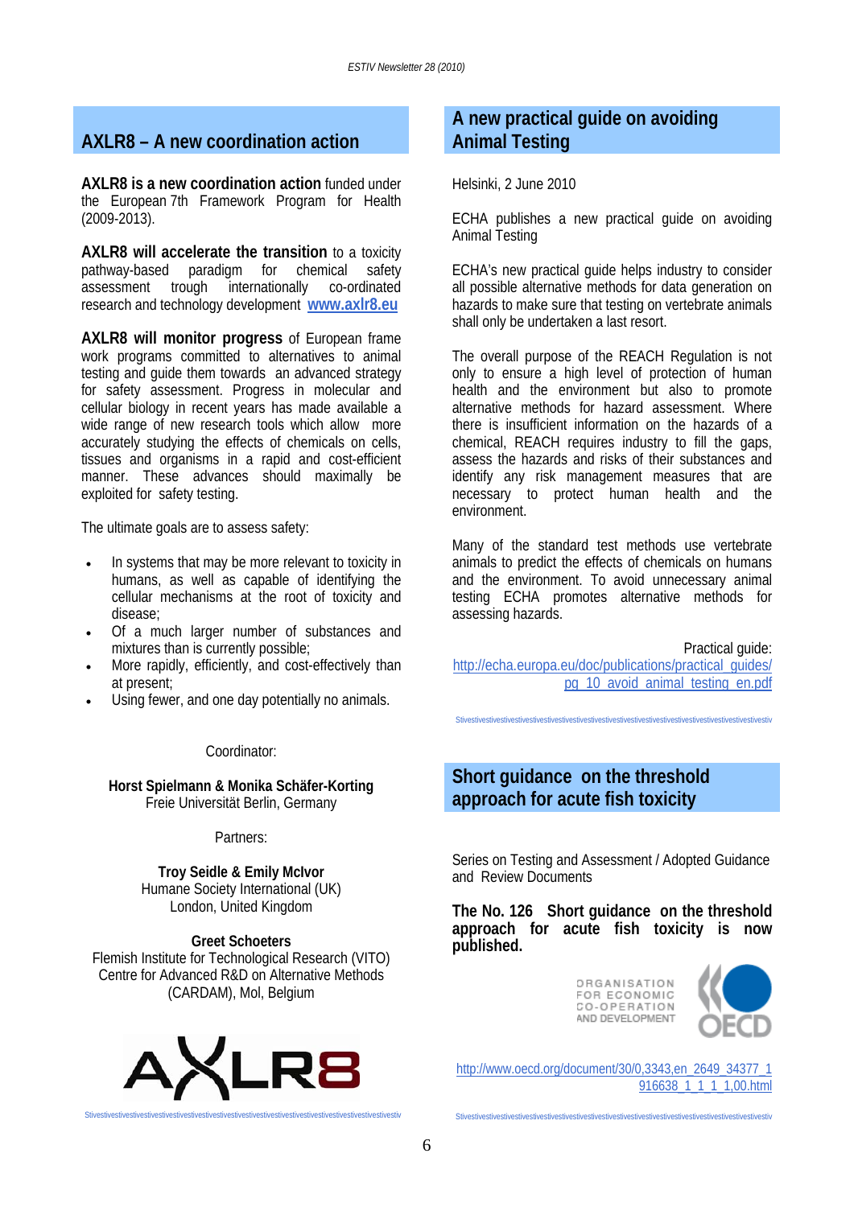## AXLR8 – A new coordination action

**AXLR8 is a new coordination action** funded under the European 7th Framework Program for Health (2009-2013).

**AXLR8 will accelerate the transition** to a toxicity pathway-based paradigm for chemical safety assessment trough internationally co-ordinated research and technology development **www.axlr8.eu**

**AXLR8 will monitor progress** of European frame work programs committed to alternatives to animal testing and guide them towards an advanced strategy for safety assessment. Progress in molecular and cellular biology in recent years has made available a wide range of new research tools which allow more accurately studying the effects of chemicals on cells, tissues and organisms in a rapid and cost-efficient manner. These advances should maximally be exploited for safety testing.

The ultimate goals are to assess safety:

- In systems that may be more relevant to toxicity in humans, as well as capable of identifying the cellular mechanisms at the root of toxicity and disease;
- Of a much larger number of substances and mixtures than is currently possible;
- More rapidly, efficiently, and cost-effectively than at present;
- Using fewer, and one day potentially no animals.

Coordinator:

**Horst Spielmann & Monika Schäfer-Korting**
Freie Universität Berlin, Germany

Partners:

**Troy Seidle & Emily McIvor**
Humane Society International (UK)
London, United Kingdom

**Greet Schoeters**
Flemish Institute for Technological Research (VITO)
Centre for Advanced R&D on Alternative Methods (CARDAM), Mol, Belgium

AXLR8

## A new practical guide on avoiding Animal Testing

Helsinki, 2 June 2010

ECHA publishes a new practical guide on avoiding Animal Testing

ECHA's new practical guide helps industry to consider all possible alternative methods for data generation on hazards to make sure that testing on vertebrate animals shall only be undertaken a last resort.

The overall purpose of the REACH Regulation is not only to ensure a high level of protection of human health and the environment but also to promote alternative methods for hazard assessment. Where there is insufficient information on the hazards of a chemical, REACH requires industry to fill the gaps, assess the hazards and risks of their substances and identify any risk management measures that are necessary to protect human health and the environment.

Many of the standard test methods use vertebrate animals to predict the effects of chemicals on humans and the environment. To avoid unnecessary animal testing ECHA promotes alternative methods for assessing hazards.

Practical guide:
http://echa.europa.eu/doc/publications/practical_guides/pg_10_avoid_animal_testing_en.pdf

## Short guidance on the threshold approach for acute fish toxicity

Series on Testing and Assessment / Adopted Guidance and Review Documents

**The No. 126 Short guidance on the threshold approach for acute fish toxicity is now published.**

ORGANISATION FOR ECONOMIC CO-OPERATION AND DEVELOPMENT
OECD

http://www.oecd.org/document/30/0,3343,en_2649_34377_1916638_1_1_1_1,00.html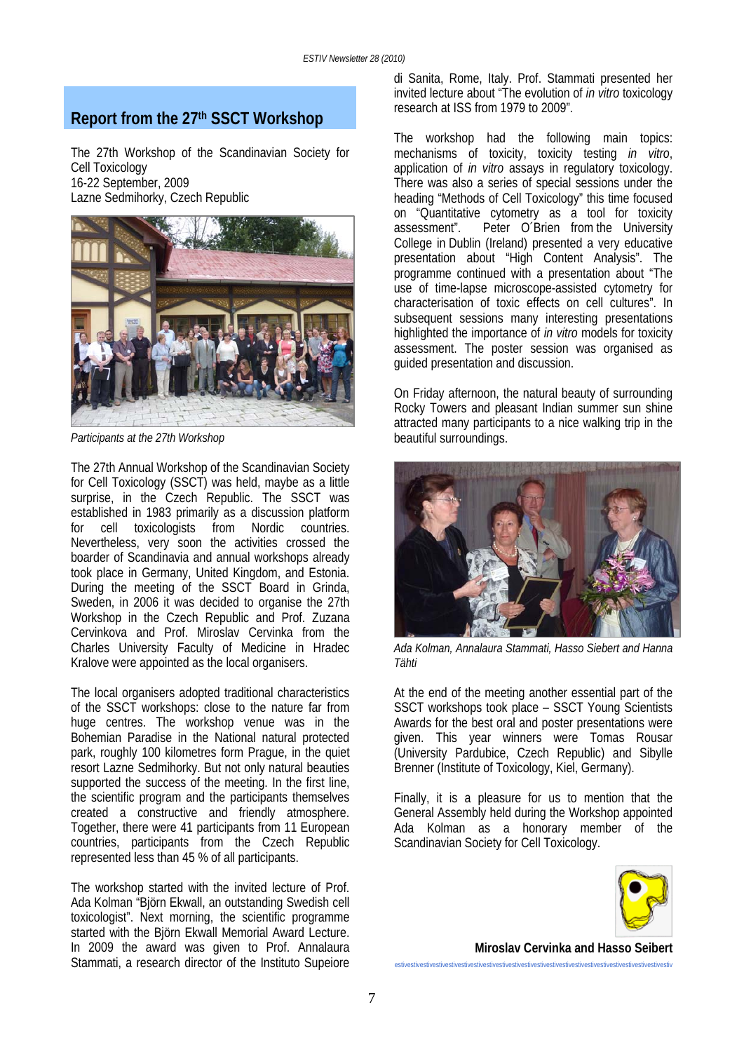## Report from the 27th SSCT Workshop

The 27th Workshop of the Scandinavian Society for Cell Toxicology
16-22 September, 2009
Lazne Sedmihorky, Czech Republic

*Participants at the 27th Workshop*

The 27th Annual Workshop of the Scandinavian Society for Cell Toxicology (SSCT) was held, maybe as a little surprise, in the Czech Republic. The SSCT was established in 1983 primarily as a discussion platform for cell toxicologists from Nordic countries. Nevertheless, very soon the activities crossed the boarder of Scandinavia and annual workshops already took place in Germany, United Kingdom, and Estonia. During the meeting of the SSCT Board in Grinda, Sweden, in 2006 it was decided to organise the 27th Workshop in the Czech Republic and Prof. Zuzana Cervinkova and Prof. Miroslav Cervinka from the Charles University Faculty of Medicine in Hradec Kralove were appointed as the local organisers.

The local organisers adopted traditional characteristics of the SSCT workshops: close to the nature far from huge centres. The workshop venue was in the Bohemian Paradise in the National natural protected park, roughly 100 kilometres form Prague, in the quiet resort Lazne Sedmihorky. But not only natural beauties supported the success of the meeting. In the first line, the scientific program and the participants themselves created a constructive and friendly atmosphere. Together, there were 41 participants from 11 European countries, participants from the Czech Republic represented less than 45 % of all participants.

The workshop started with the invited lecture of Prof. Ada Kolman "Björn Ekwall, an outstanding Swedish cell toxicologist". Next morning, the scientific programme started with the Björn Ekwall Memorial Award Lecture. In 2009 the award was given to Prof. Annalaura Stammati, a research director of the Instituto Supeiore di Sanita, Rome, Italy. Prof. Stammati presented her invited lecture about "The evolution of *in vitro* toxicology research at ISS from 1979 to 2009".

The workshop had the following main topics: mechanisms of toxicity, toxicity testing *in vitro*, application of *in vitro* assays in regulatory toxicology. There was also a series of special sessions under the heading "Methods of Cell Toxicology" this time focused on "Quantitative cytometry as a tool for toxicity assessment". Peter O´Brien from the University College in Dublin (Ireland) presented a very educative presentation about "High Content Analysis". The programme continued with a presentation about "The use of time-lapse microscope-assisted cytometry for characterisation of toxic effects on cell cultures". In subsequent sessions many interesting presentations highlighted the importance of *in vitro* models for toxicity assessment. The poster session was organised as guided presentation and discussion.

On Friday afternoon, the natural beauty of surrounding Rocky Towers and pleasant Indian summer sun shine attracted many participants to a nice walking trip in the beautiful surroundings.

*Ada Kolman, Annalaura Stammati, Hasso Siebert and Hanna Tähti*

At the end of the meeting another essential part of the SSCT workshops took place – SSCT Young Scientists Awards for the best oral and poster presentations were given. This year winners were Tomas Rousar (University Pardubice, Czech Republic) and Sibylle Brenner (Institute of Toxicology, Kiel, Germany).

Finally, it is a pleasure for us to mention that the General Assembly held during the Workshop appointed Ada Kolman as a honorary member of the Scandinavian Society for Cell Toxicology.

**Miroslav Cervinka and Hasso Seibert**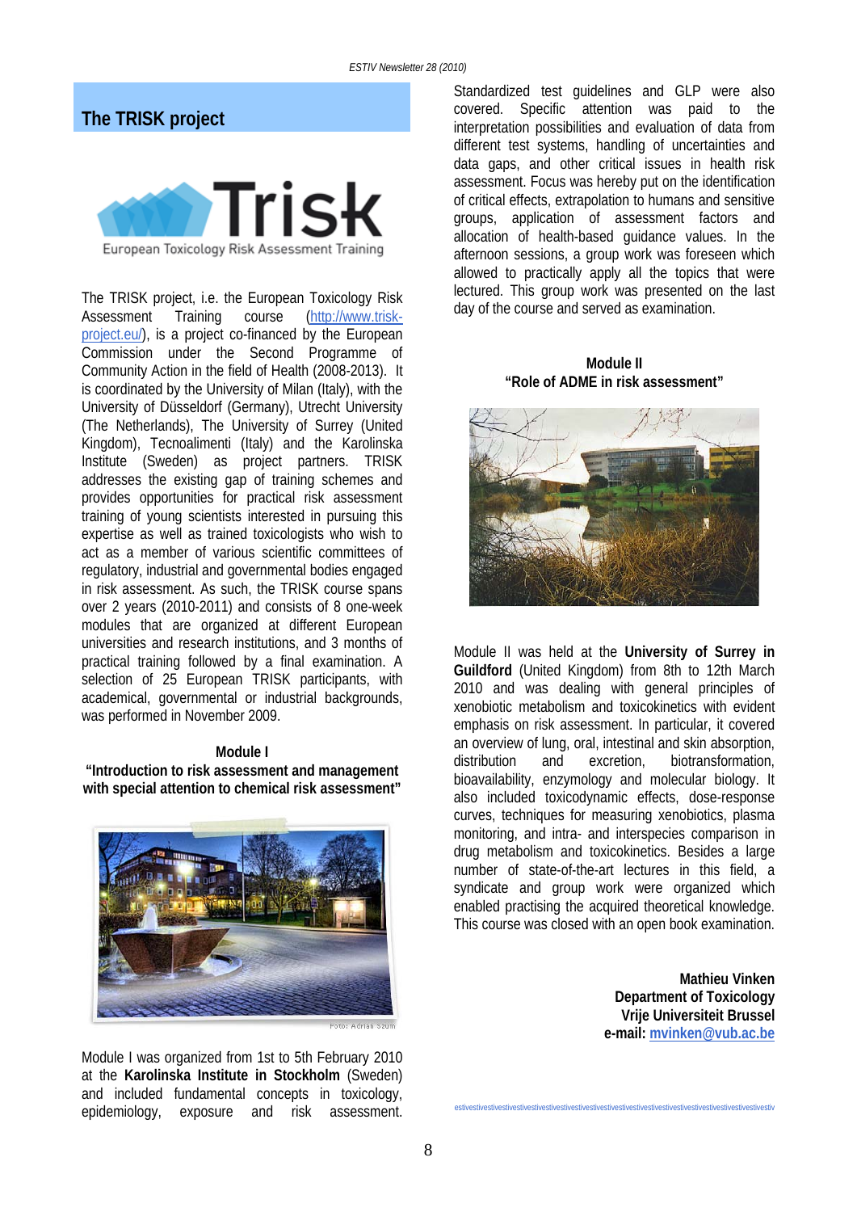## The TRISK project

Trisk
European Toxicology Risk Assessment Training

The TRISK project, i.e. the European Toxicology Risk Assessment Training course (http://www.trisk-project.eu/), is a project co-financed by the European Commission under the Second Programme of Community Action in the field of Health (2008-2013). It is coordinated by the University of Milan (Italy), with the University of Düsseldorf (Germany), Utrecht University (The Netherlands), The University of Surrey (United Kingdom), Tecnoalimenti (Italy) and the Karolinska Institute (Sweden) as project partners. TRISK addresses the existing gap of training schemes and provides opportunities for practical risk assessment training of young scientists interested in pursuing this expertise as well as trained toxicologists who wish to act as a member of various scientific committees of regulatory, industrial and governmental bodies engaged in risk assessment. As such, the TRISK course spans over 2 years (2010-2011) and consists of 8 one-week modules that are organized at different European universities and research institutions, and 3 months of practical training followed by a final examination. A selection of 25 European TRISK participants, with academical, governmental or industrial backgrounds, was performed in November 2009.

### Module I
### "Introduction to risk assessment and management with special attention to chemical risk assessment"

Foto: Adrian Szum

Module I was organized from 1st to 5th February 2010 at the **Karolinska Institute in Stockholm** (Sweden) and included fundamental concepts in toxicology, epidemiology, exposure and risk assessment. Standardized test guidelines and GLP were also covered. Specific attention was paid to the interpretation possibilities and evaluation of data from different test systems, handling of uncertainties and data gaps, and other critical issues in health risk assessment. Focus was hereby put on the identification of critical effects, extrapolation to humans and sensitive groups, application of assessment factors and allocation of health-based guidance values. In the afternoon sessions, a group work was foreseen which allowed to practically apply all the topics that were lectured. This group work was presented on the last day of the course and served as examination.

### Module II
### "Role of ADME in risk assessment"

Module II was held at the **University of Surrey in Guildford** (United Kingdom) from 8th to 12th March 2010 and was dealing with general principles of xenobiotic metabolism and toxicokinetics with evident emphasis on risk assessment. In particular, it covered an overview of lung, oral, intestinal and skin absorption, distribution and excretion, biotransformation, bioavailability, enzymology and molecular biology. It also included toxicodynamic effects, dose-response curves, techniques for measuring xenobiotics, plasma monitoring, and intra- and interspecies comparison in drug metabolism and toxicokinetics. Besides a large number of state-of-the-art lectures in this field, a syndicate and group work were organized which enabled practising the acquired theoretical knowledge. This course was closed with an open book examination.

**Mathieu Vinken**
**Department of Toxicology**
**Vrije Universiteit Brussel**
**e-mail: mvinken@vub.ac.be**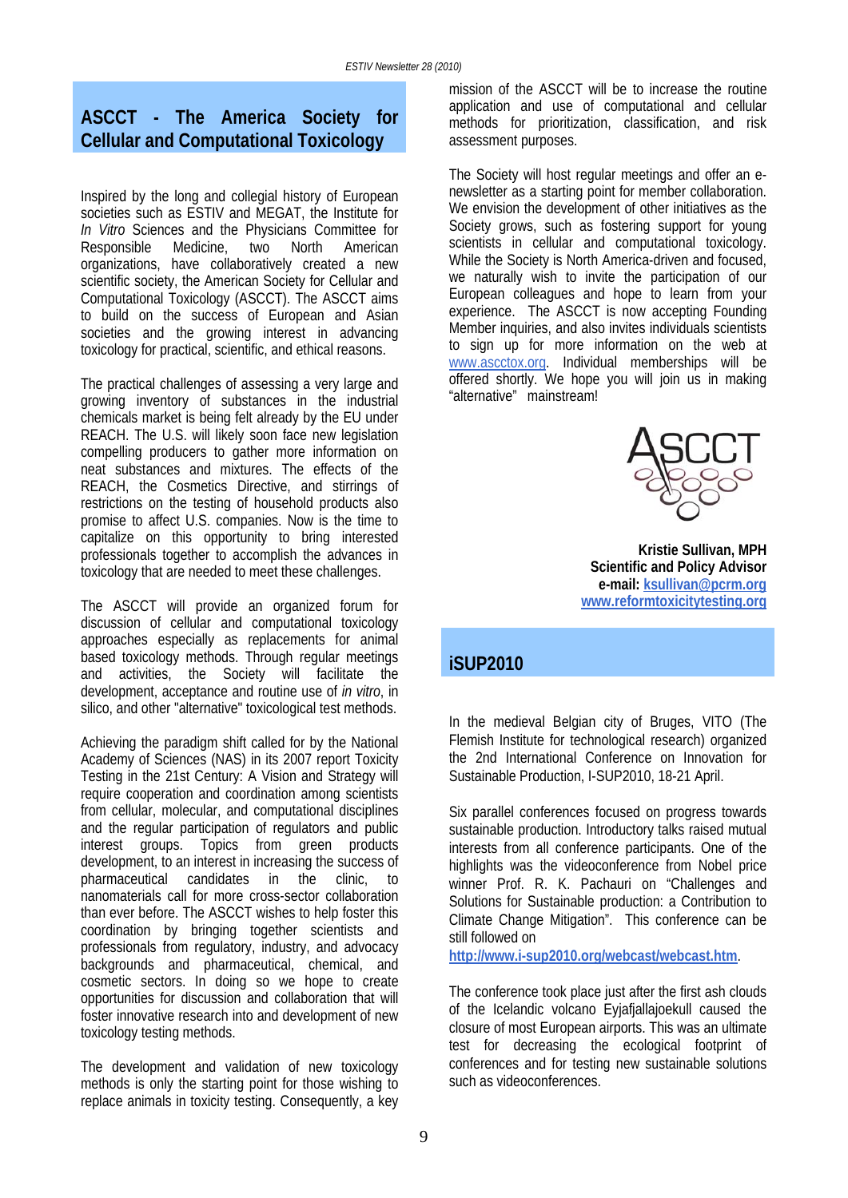## ASCCT - The America Society for Cellular and Computational Toxicology

Inspired by the long and collegial history of European societies such as ESTIV and MEGAT, the Institute for *In Vitro* Sciences and the Physicians Committee for Responsible Medicine, two North American organizations, have collaboratively created a new scientific society, the American Society for Cellular and Computational Toxicology (ASCCT). The ASCCT aims to build on the success of European and Asian societies and the growing interest in advancing toxicology for practical, scientific, and ethical reasons.

The practical challenges of assessing a very large and growing inventory of substances in the industrial chemicals market is being felt already by the EU under REACH. The U.S. will likely soon face new legislation compelling producers to gather more information on neat substances and mixtures. The effects of the REACH, the Cosmetics Directive, and stirrings of restrictions on the testing of household products also promise to affect U.S. companies. Now is the time to capitalize on this opportunity to bring interested professionals together to accomplish the advances in toxicology that are needed to meet these challenges.

The ASCCT will provide an organized forum for discussion of cellular and computational toxicology approaches especially as replacements for animal based toxicology methods. Through regular meetings and activities, the Society will facilitate the development, acceptance and routine use of *in vitro*, in silico, and other "alternative" toxicological test methods.

Achieving the paradigm shift called for by the National Academy of Sciences (NAS) in its 2007 report Toxicity Testing in the 21st Century: A Vision and Strategy will require cooperation and coordination among scientists from cellular, molecular, and computational disciplines and the regular participation of regulators and public interest groups. Topics from green products development, to an interest in increasing the success of pharmaceutical candidates in the clinic, to nanomaterials call for more cross-sector collaboration than ever before. The ASCCT wishes to help foster this coordination by bringing together scientists and professionals from regulatory, industry, and advocacy backgrounds and pharmaceutical, chemical, and cosmetic sectors. In doing so we hope to create opportunities for discussion and collaboration that will foster innovative research into and development of new toxicology testing methods.

The development and validation of new toxicology methods is only the starting point for those wishing to replace animals in toxicity testing. Consequently, a key mission of the ASCCT will be to increase the routine application and use of computational and cellular methods for prioritization, classification, and risk assessment purposes.

The Society will host regular meetings and offer an e-newsletter as a starting point for member collaboration. We envision the development of other initiatives as the Society grows, such as fostering support for young scientists in cellular and computational toxicology. While the Society is North America-driven and focused, we naturally wish to invite the participation of our European colleagues and hope to learn from your experience. The ASCCT is now accepting Founding Member inquiries, and also invites individuals scientists to sign up for more information on the web at www.ascctox.org. Individual memberships will be offered shortly. We hope you will join us in making "alternative" mainstream!

**Kristie Sullivan, MPH**
**Scientific and Policy Advisor**
**e-mail: ksullivan@pcrm.org**
**www.reformtoxicitytesting.org**

## iSUP2010

In the medieval Belgian city of Bruges, VITO (The Flemish Institute for technological research) organized the 2nd International Conference on Innovation for Sustainable Production, I-SUP2010, 18-21 April.

Six parallel conferences focused on progress towards sustainable production. Introductory talks raised mutual interests from all conference participants. One of the highlights was the videoconference from Nobel price winner Prof. R. K. Pachauri on "Challenges and Solutions for Sustainable production: a Contribution to Climate Change Mitigation". This conference can be still followed on **http://www.i-sup2010.org/webcast/webcast.htm**.

The conference took place just after the first ash clouds of the Icelandic volcano Eyjafjallajoekull caused the closure of most European airports. This was an ultimate test for decreasing the ecological footprint of conferences and for testing new sustainable solutions such as videoconferences.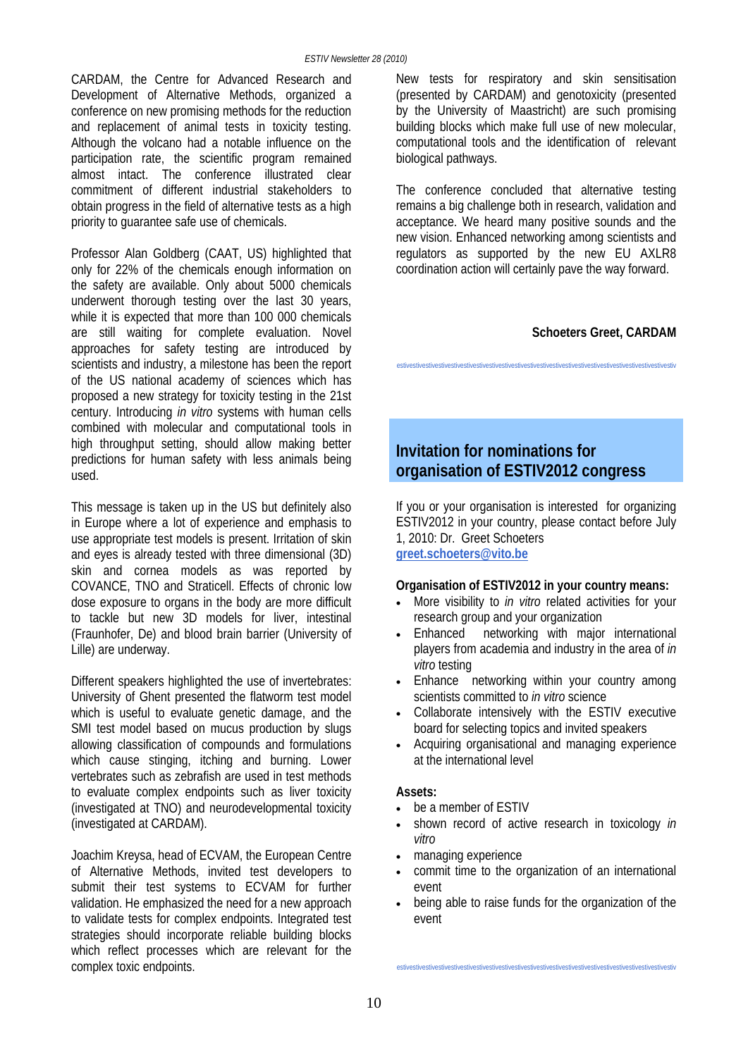CARDAM, the Centre for Advanced Research and Development of Alternative Methods, organized a conference on new promising methods for the reduction and replacement of animal tests in toxicity testing. Although the volcano had a notable influence on the participation rate, the scientific program remained almost intact. The conference illustrated clear commitment of different industrial stakeholders to obtain progress in the field of alternative tests as a high priority to guarantee safe use of chemicals.

Professor Alan Goldberg (CAAT, US) highlighted that only for 22% of the chemicals enough information on the safety are available. Only about 5000 chemicals underwent thorough testing over the last 30 years, while it is expected that more than 100 000 chemicals are still waiting for complete evaluation. Novel approaches for safety testing are introduced by scientists and industry, a milestone has been the report of the US national academy of sciences which has proposed a new strategy for toxicity testing in the 21st century. Introducing *in vitro* systems with human cells combined with molecular and computational tools in high throughput setting, should allow making better predictions for human safety with less animals being used.

This message is taken up in the US but definitely also in Europe where a lot of experience and emphasis to use appropriate test models is present. Irritation of skin and eyes is already tested with three dimensional (3D) skin and cornea models as was reported by COVANCE, TNO and Straticell. Effects of chronic low dose exposure to organs in the body are more difficult to tackle but new 3D models for liver, intestinal (Fraunhofer, De) and blood brain barrier (University of Lille) are underway.

Different speakers highlighted the use of invertebrates: University of Ghent presented the flatworm test model which is useful to evaluate genetic damage, and the SMI test model based on mucus production by slugs allowing classification of compounds and formulations which cause stinging, itching and burning. Lower vertebrates such as zebrafish are used in test methods to evaluate complex endpoints such as liver toxicity (investigated at TNO) and neurodevelopmental toxicity (investigated at CARDAM).

Joachim Kreysa, head of ECVAM, the European Centre of Alternative Methods, invited test developers to submit their test systems to ECVAM for further validation. He emphasized the need for a new approach to validate tests for complex endpoints. Integrated test strategies should incorporate reliable building blocks which reflect processes which are relevant for the complex toxic endpoints.

New tests for respiratory and skin sensitisation (presented by CARDAM) and genotoxicity (presented by the University of Maastricht) are such promising building blocks which make full use of new molecular, computational tools and the identification of relevant biological pathways.

The conference concluded that alternative testing remains a big challenge both in research, validation and acceptance. We heard many positive sounds and the new vision. Enhanced networking among scientists and regulators as supported by the new EU AXLR8 coordination action will certainly pave the way forward.

**Schoeters Greet, CARDAM**

## Invitation for nominations for organisation of ESTIV2012 congress

If you or your organisation is interested for organizing ESTIV2012 in your country, please contact before July 1, 2010: Dr. Greet Schoeters
**greet.schoeters@vito.be**

**Organisation of ESTIV2012 in your country means:**

- More visibility to *in vitro* related activities for your research group and your organization
- Enhanced networking with major international players from academia and industry in the area of *in vitro* testing
- Enhance networking within your country among scientists committed to *in vitro* science
- Collaborate intensively with the ESTIV executive board for selecting topics and invited speakers
- Acquiring organisational and managing experience at the international level

**Assets:**

- be a member of ESTIV
- shown record of active research in toxicology *in vitro*
- managing experience
- commit time to the organization of an international event
- being able to raise funds for the organization of the event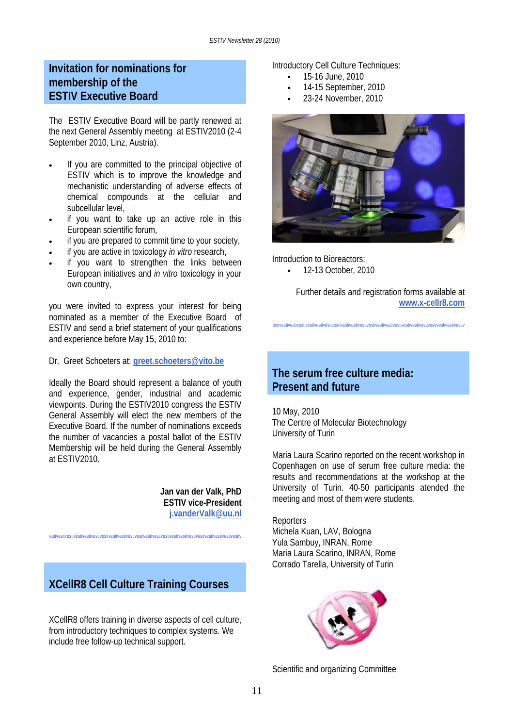## Invitation for nominations for membership of the ESTIV Executive Board

The ESTIV Executive Board will be partly renewed at the next General Assembly meeting at ESTIV2010 (2-4 September 2010, Linz, Austria).

- If you are committed to the principal objective of ESTIV which is to improve the knowledge and mechanistic understanding of adverse effects of chemical compounds at the cellular and subcellular level,
- if you want to take up an active role in this European scientific forum,
- if you are prepared to commit time to your society,
- if you are active in toxicology *in vitro* research,
- if you want to strengthen the links between European initiatives and *in vitro* toxicology in your own country,

you were invited to express your interest for being nominated as a member of the Executive Board of ESTIV and send a brief statement of your qualifications and experience before May 15, 2010 to:

Dr. Greet Schoeters at: **greet.schoeters@vito.be**

Ideally the Board should represent a balance of youth and experience, gender, industrial and academic viewpoints. During the ESTIV2010 congress the ESTIV General Assembly will elect the new members of the Executive Board. If the number of nominations exceeds the number of vacancies a postal ballot of the ESTIV Membership will be held during the General Assembly at ESTIV2010.

**Jan van der Valk, PhD**
**ESTIV vice-President**
**j.vanderValk@uu.nl**

## XCellR8 Cell Culture Training Courses

XCellR8 offers training in diverse aspects of cell culture, from introductory techniques to complex systems. We include free follow-up technical support.

Introductory Cell Culture Techniques:

- 15-16 June, 2010
- 14-15 September, 2010
- 23-24 November, 2010

Introduction to Bioreactors:

- 12-13 October, 2010

Further details and registration forms available at **www.x-cellr8.com**

## The serum free culture media: Present and future

10 May, 2010
The Centre of Molecular Biotechnology
University of Turin

Maria Laura Scarino reported on the recent workshop in Copenhagen on use of serum free culture media: the results and recommendations at the workshop at the University of Turin. 40-50 participants atended the meeting and most of them were students.

Reporters
Michela Kuan, LAV, Bologna
Yula Sambuy, INRAN, Rome
Maria Laura Scarino, INRAN, Rome
Corrado Tarella, University of Turin

Scientific and organizing Committee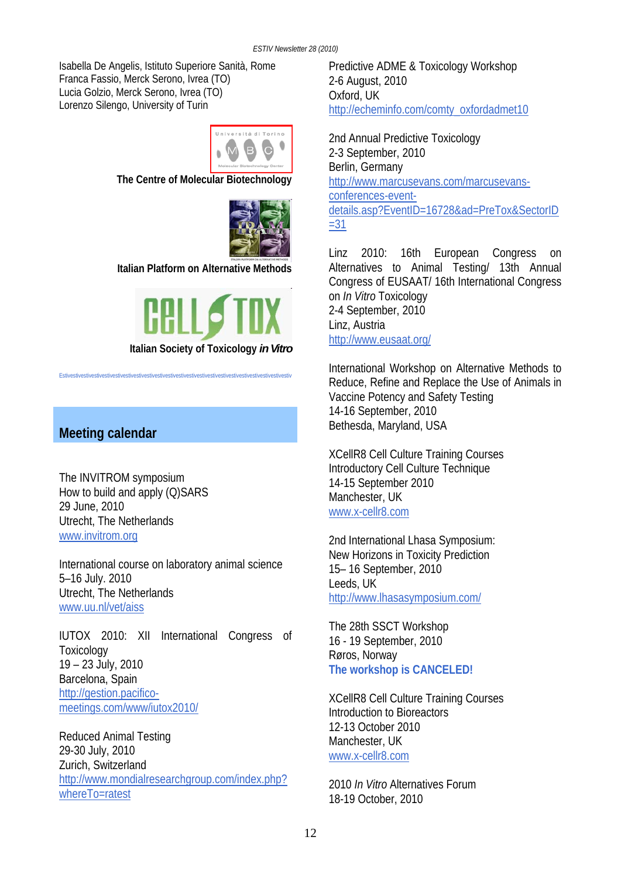Isabella De Angelis, Istituto Superiore Sanità, Rome
Franca Fassio, Merck Serono, Ivrea (TO)
Lucia Golzio, Merck Serono, Ivrea (TO)
Lorenzo Silengo, University of Turin

**The Centre of Molecular Biotechnology**

**Italian Platform on Alternative Methods**

**Italian Society of Toxicology *in Vitro***

Estivestivestivestivestivestivestivestivestivestivestivestivestivestivestivestivestivestivestivestivestiv

## Meeting calendar

The INVITROM symposium
How to build and apply (Q)SARS
29 June, 2010
Utrecht, The Netherlands
www.invitrom.org

International course on laboratory animal science
5–16 July. 2010
Utrecht, The Netherlands
www.uu.nl/vet/aiss

IUTOX 2010: XII International Congress of Toxicology
19 – 23 July, 2010
Barcelona, Spain
http://gestion.pacifico-meetings.com/www/iutox2010/

Reduced Animal Testing
29-30 July, 2010
Zurich, Switzerland
http://www.mondialresearchgroup.com/index.php?whereTo=ratest

Predictive ADME & Toxicology Workshop
2-6 August, 2010
Oxford, UK
http://echeminfo.com/comty_oxfordadmet10

2nd Annual Predictive Toxicology
2-3 September, 2010
Berlin, Germany
http://www.marcusevans.com/marcusevans-conferences-event-details.asp?EventID=16728&ad=PreTox&SectorID=31

Linz 2010: 16th European Congress on Alternatives to Animal Testing/ 13th Annual Congress of EUSAAT/ 16th International Congress on *In Vitro* Toxicology
2-4 September, 2010
Linz, Austria
http://www.eusaat.org/

International Workshop on Alternative Methods to Reduce, Refine and Replace the Use of Animals in Vaccine Potency and Safety Testing
14-16 September, 2010
Bethesda, Maryland, USA

XCellR8 Cell Culture Training Courses
Introductory Cell Culture Technique
14-15 September 2010
Manchester, UK
www.x-cellr8.com

2nd International Lhasa Symposium:
New Horizons in Toxicity Prediction
15– 16 September, 2010
Leeds, UK
http://www.lhasasymposium.com/

The 28th SSCT Workshop
16 - 19 September, 2010
Røros, Norway
**The workshop is CANCELED!**

XCellR8 Cell Culture Training Courses
Introduction to Bioreactors
12-13 October 2010
Manchester, UK
www.x-cellr8.com

2010 *In Vitro* Alternatives Forum
18-19 October, 2010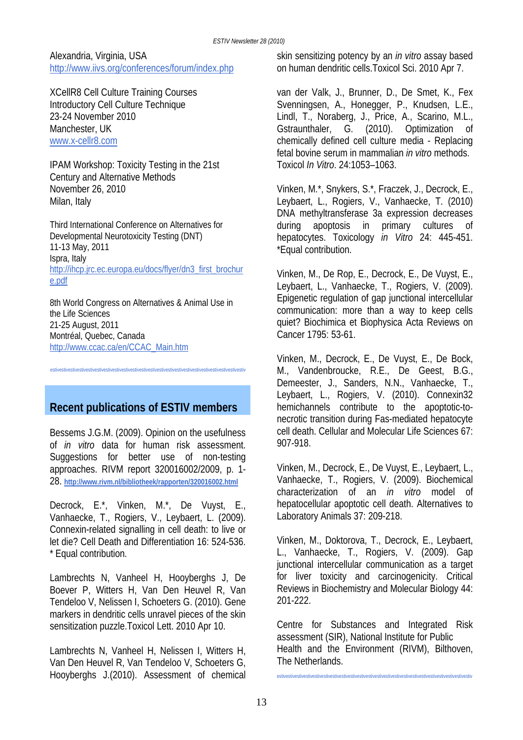Alexandria, Virginia, USA
http://www.iivs.org/conferences/forum/index.php

XCellR8 Cell Culture Training Courses
Introductory Cell Culture Technique
23-24 November 2010
Manchester, UK
www.x-cellr8.com

IPAM Workshop: Toxicity Testing in the 21st Century and Alternative Methods
November 26, 2010
Milan, Italy

Third International Conference on Alternatives for Developmental Neurotoxicity Testing (DNT)
11-13 May, 2011
Ispra, Italy
http://ihcp.jrc.ec.europa.eu/docs/flyer/dn3_first_brochure.pdf

8th World Congress on Alternatives & Animal Use in the Life Sciences
21-25 August, 2011
Montréal, Quebec, Canada
http://www.ccac.ca/en/CCAC_Main.htm

estivestivestivestivestivestivestivestivestivestivestivestivestivestivestivestivestivestivestivestivestivestiv

## Recent publications of ESTIV members

Bessems J.G.M. (2009). Opinion on the usefulness of *in vitro* data for human risk assessment. Suggestions for better use of non-testing approaches. RIVM report 320016002/2009, p. 1-28. **http://www.rivm.nl/bibliotheek/rapporten/320016002.html**

Decrock, E.*, Vinken, M.*, De Vuyst, E., Vanhaecke, T., Rogiers, V., Leybaert, L. (2009). Connexin-related signalling in cell death: to live or let die? Cell Death and Differentiation 16: 524-536. * Equal contribution.

Lambrechts N, Vanheel H, Hooyberghs J, De Boever P, Witters H, Van Den Heuvel R, Van Tendeloo V, Nelissen I, Schoeters G. (2010). Gene markers in dendritic cells unravel pieces of the skin sensitization puzzle.Toxicol Lett. 2010 Apr 10.

Lambrechts N, Vanheel H, Nelissen I, Witters H, Van Den Heuvel R, Van Tendeloo V, Schoeters G, Hooyberghs J.(2010). Assessment of chemical skin sensitizing potency by an *in vitro* assay based on human dendritic cells.Toxicol Sci. 2010 Apr 7.

van der Valk, J., Brunner, D., De Smet, K., Fex Svenningsen, A., Honegger, P., Knudsen, L.E., Lindl, T., Noraberg, J., Price, A., Scarino, M.L., Gstraunthaler, G. (2010). Optimization of chemically defined cell culture media - Replacing fetal bovine serum in mammalian *in vitro* methods. Toxicol *In Vitro*. 24:1053–1063.

Vinken, M.*, Snykers, S.*, Fraczek, J., Decrock, E., Leybaert, L., Rogiers, V., Vanhaecke, T. (2010) DNA methyltransferase 3a expression decreases during apoptosis in primary cultures of hepatocytes. Toxicology *in Vitro* 24: 445-451. *Equal contribution.

Vinken, M., De Rop, E., Decrock, E., De Vuyst, E., Leybaert, L., Vanhaecke, T., Rogiers, V. (2009). Epigenetic regulation of gap junctional intercellular communication: more than a way to keep cells quiet? Biochimica et Biophysica Acta Reviews on Cancer 1795: 53-61.

Vinken, M., Decrock, E., De Vuyst, E., De Bock, M., Vandenbroucke, R.E., De Geest, B.G., Demeester, J., Sanders, N.N., Vanhaecke, T., Leybaert, L., Rogiers, V. (2010). Connexin32 hemichannels contribute to the apoptotic-to-necrotic transition during Fas-mediated hepatocyte cell death. Cellular and Molecular Life Sciences 67: 907-918.

Vinken, M., Decrock, E., De Vuyst, E., Leybaert, L., Vanhaecke, T., Rogiers, V. (2009). Biochemical characterization of an *in vitro* model of hepatocellular apoptotic cell death. Alternatives to Laboratory Animals 37: 209-218.

Vinken, M., Doktorova, T., Decrock, E., Leybaert, L., Vanhaecke, T., Rogiers, V. (2009). Gap junctional intercellular communication as a target for liver toxicity and carcinogenicity. Critical Reviews in Biochemistry and Molecular Biology 44: 201-222.

Centre for Substances and Integrated Risk assessment (SIR), National Institute for Public Health and the Environment (RIVM), Bilthoven, The Netherlands.

estivestivestivestivestivestivestivestivestivestivestivestivestivestivestivestivestivestivestivestivestivestiv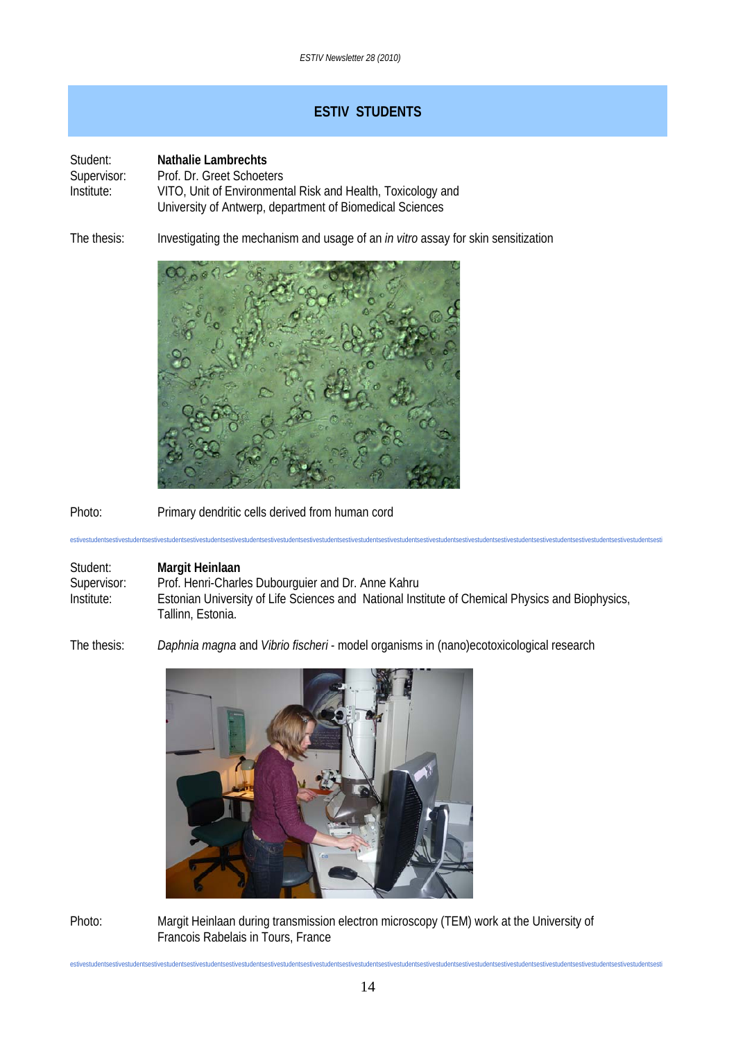## ESTIV STUDENTS

Student: **Nathalie Lambrechts**
Supervisor: Prof. Dr. Greet Schoeters
Institute: VITO, Unit of Environmental Risk and Health, Toxicology and University of Antwerp, department of Biomedical Sciences

The thesis: Investigating the mechanism and usage of an *in vitro* assay for skin sensitization

Photo: Primary dendritic cells derived from human cord

estivestudentsestivestudentsestivestudentsestivestudentsestivestudentsestivestudentsestivestudentsestivestudentsestivestudentsestivestudentsestivestudentsestivestudentsestivestudentsestivestudentsestivestudentsestivestudentsestivestudentsesti

Student: **Margit Heinlaan**
Supervisor: Prof. Henri-Charles Dubourguier and Dr. Anne Kahru
Institute: Estonian University of Life Sciences and National Institute of Chemical Physics and Biophysics, Tallinn, Estonia.

The thesis: *Daphnia magna* and *Vibrio fischeri* - model organisms in (nano)ecotoxicological research

Photo: Margit Heinlaan during transmission electron microscopy (TEM) work at the University of Francois Rabelais in Tours, France

estivestudentsestivestudentsestivestudentsestivestudentsestivestudentsestivestudentsestivestudentsestivestudentsestivestudentsestivestudentsestivestudentsestivestudentsestivestudentsestivestudentsestivestudentsestivestudentsestivestudentsesti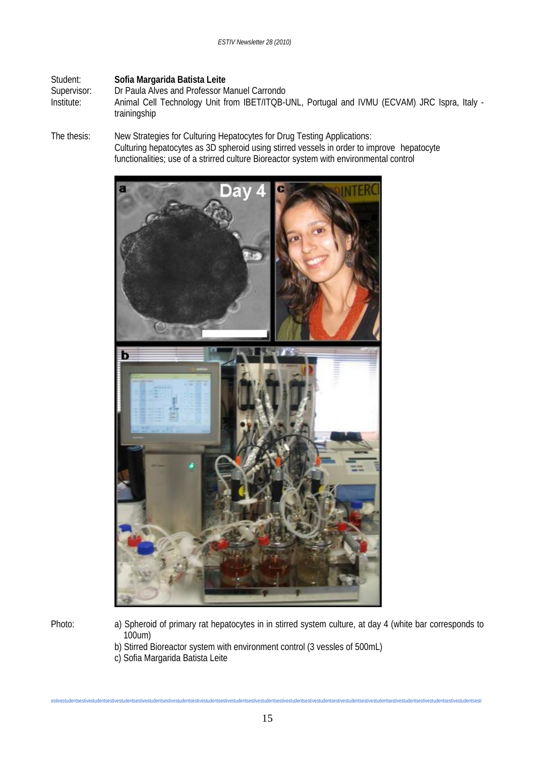Student: **Sofia Margarida Batista Leite**
Supervisor: Dr Paula Alves and Professor Manuel Carrondo
Institute: Animal Cell Technology Unit from IBET/ITQB-UNL, Portugal and IVMU (ECVAM) JRC Ispra, Italy - trainingship

The thesis: New Strategies for Culturing Hepatocytes for Drug Testing Applications:
Culturing hepatocytes as 3D spheroid using stirred vessels in order to improve hepatocyte functionalities; use of a strirred culture Bioreactor system with environmental control

Photo:
a) Spheroid of primary rat hepatocytes in in stirred system culture, at day 4 (white bar corresponds to 100um)
b) Stirred Bioreactor system with environment control (3 vessles of 500mL)
c) Sofia Margarida Batista Leite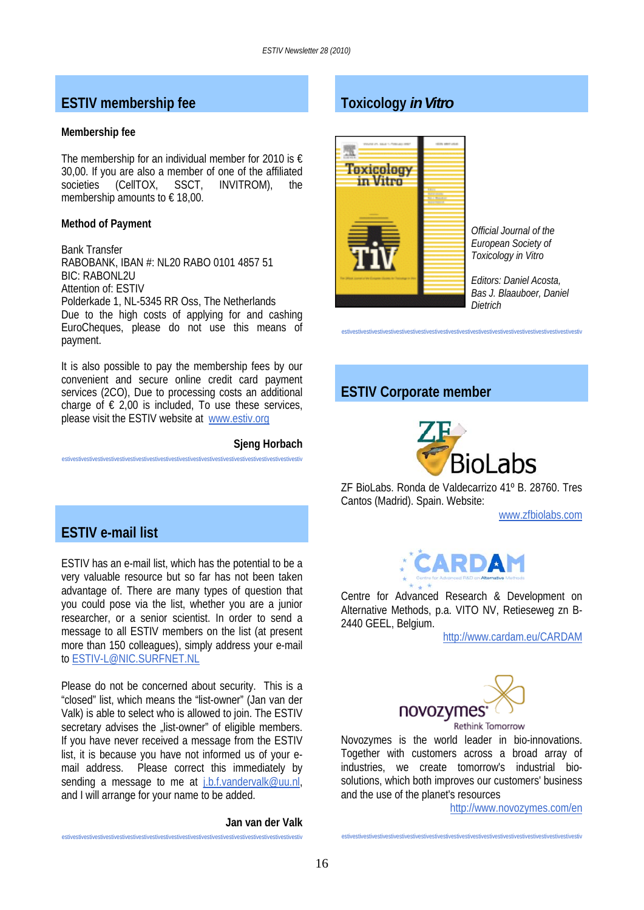## ESTIV membership fee

### Membership fee

The membership for an individual member for 2010 is € 30,00. If you are also a member of one of the affiliated societies (CellTOX, SSCT, INVITROM), the membership amounts to € 18,00.

### Method of Payment

Bank Transfer
RABOBANK, IBAN #: NL20 RABO 0101 4857 51
BIC: RABONL2U
Attention of: ESTIV
Polderkade 1, NL-5345 RR Oss, The Netherlands
Due to the high costs of applying for and cashing EuroCheques, please do not use this means of payment.

It is also possible to pay the membership fees by our convenient and secure online credit card payment services (2CO), Due to processing costs an additional charge of € 2,00 is included, To use these services, please visit the ESTIV website at www.estiv.org

**Sjeng Horbach**

## ESTIV e-mail list

ESTIV has an e-mail list, which has the potential to be a very valuable resource but so far has not been taken advantage of. There are many types of question that you could pose via the list, whether you are a junior researcher, or a senior scientist. In order to send a message to all ESTIV members on the list (at present more than 150 colleagues), simply address your e-mail to ESTIV-L@NIC.SURFNET.NL

Please do not be concerned about security. This is a "closed" list, which means the "list-owner" (Jan van der Valk) is able to select who is allowed to join. The ESTIV secretary advises the „list-owner" of eligible members. If you have never received a message from the ESTIV list, it is because you have not informed us of your e-mail address. Please correct this immediately by sending a message to me at j.b.f.vandervalk@uu.nl, and I will arrange for your name to be added.

**Jan van der Valk**

## Toxicology *in Vitro*

*Official Journal of the European Society of Toxicology in Vitro*

*Editors: Daniel Acosta, Bas J. Blaauboer, Daniel Dietrich*

## ESTIV Corporate member

ZF BioLabs. Ronda de Valdecarrizo 41º B. 28760. Tres Cantos (Madrid). Spain. Website:
www.zfbiolabs.com

Centre for Advanced Research & Development on Alternative Methods, p.a. VITO NV, Retieseweg zn B-2440 GEEL, Belgium.
http://www.cardam.eu/CARDAM

Novozymes is the world leader in bio-innovations. Together with customers across a broad array of industries, we create tomorrow's industrial bio-solutions, which both improves our customers' business and the use of the planet's resources
http://www.novozymes.com/en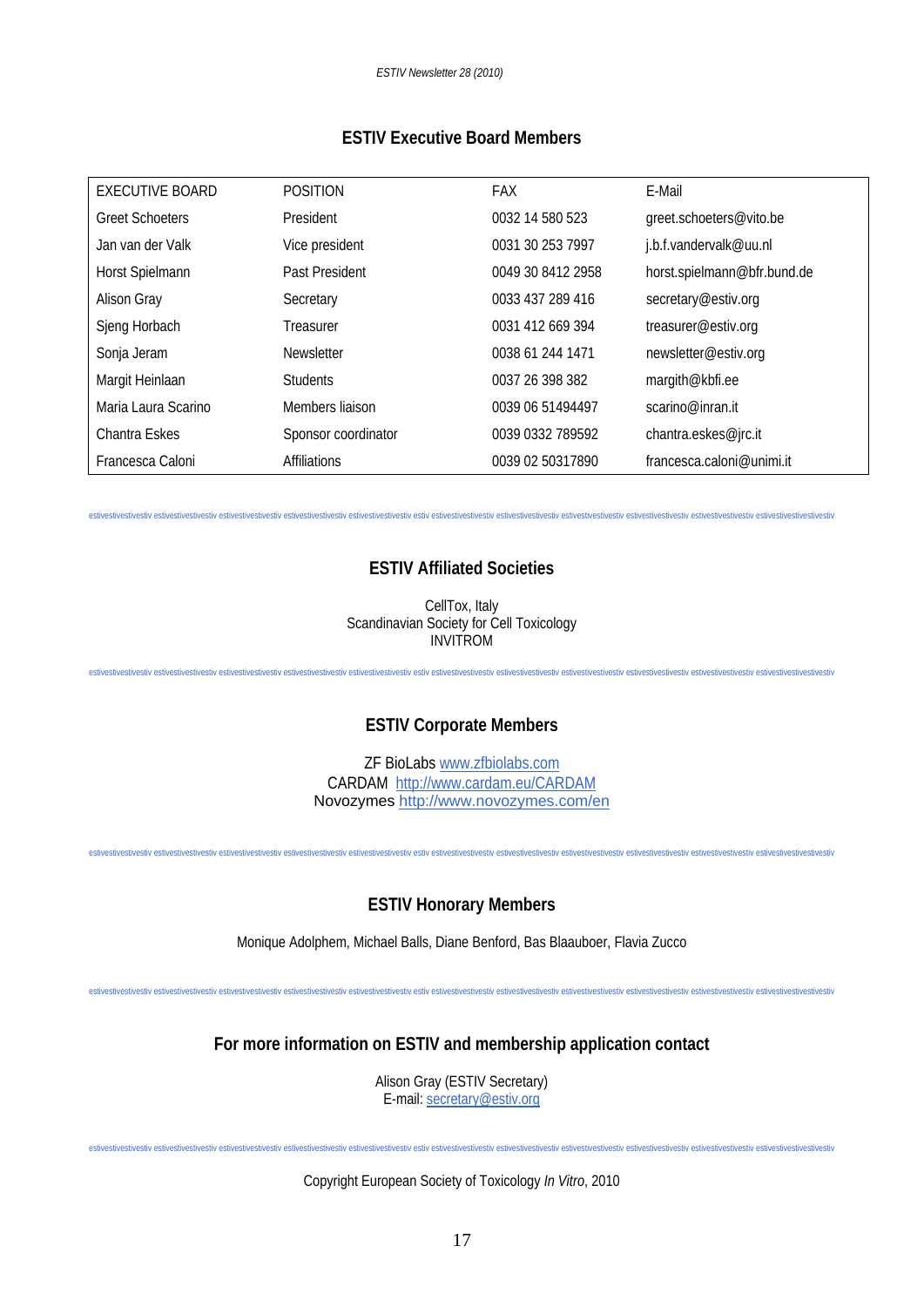## ESTIV Executive Board Members

| EXECUTIVE BOARD | POSITION | FAX | E-Mail |
|---|---|---|---|
| Greet Schoeters | President | 0032 14 580 523 | greet.schoeters@vito.be |
| Jan van der Valk | Vice president | 0031 30 253 7997 | j.b.f.vandervalk@uu.nl |
| Horst Spielmann | Past President | 0049 30 8412 2958 | horst.spielmann@bfr.bund.de |
| Alison Gray | Secretary | 0033 437 289 416 | secretary@estiv.org |
| Sjeng Horbach | Treasurer | 0031 412 669 394 | treasurer@estiv.org |
| Sonja Jeram | Newsletter | 0038 61 244 1471 | newsletter@estiv.org |
| Margit Heinlaan | Students | 0037 26 398 382 | margith@kbfi.ee |
| Maria Laura Scarino | Members liaison | 0039 06 51494497 | scarino@inran.it |
| Chantra Eskes | Sponsor coordinator | 0039 0332 789592 | chantra.eskes@jrc.it |
| Francesca Caloni | Affiliations | 0039 02 50317890 | francesca.caloni@unimi.it |

## ESTIV Affiliated Societies

CellTox, Italy
Scandinavian Society for Cell Toxicology
INVITROM

## ESTIV Corporate Members

ZF BioLabs www.zfbiolabs.com
CARDAM http://www.cardam.eu/CARDAM
Novozymes http://www.novozymes.com/en

## ESTIV Honorary Members

Monique Adolphem, Michael Balls, Diane Benford, Bas Blaauboer, Flavia Zucco

## For more information on ESTIV and membership application contact

Alison Gray (ESTIV Secretary)
E-mail: secretary@estiv.org

Copyright European Society of Toxicology *In Vitro*, 2010